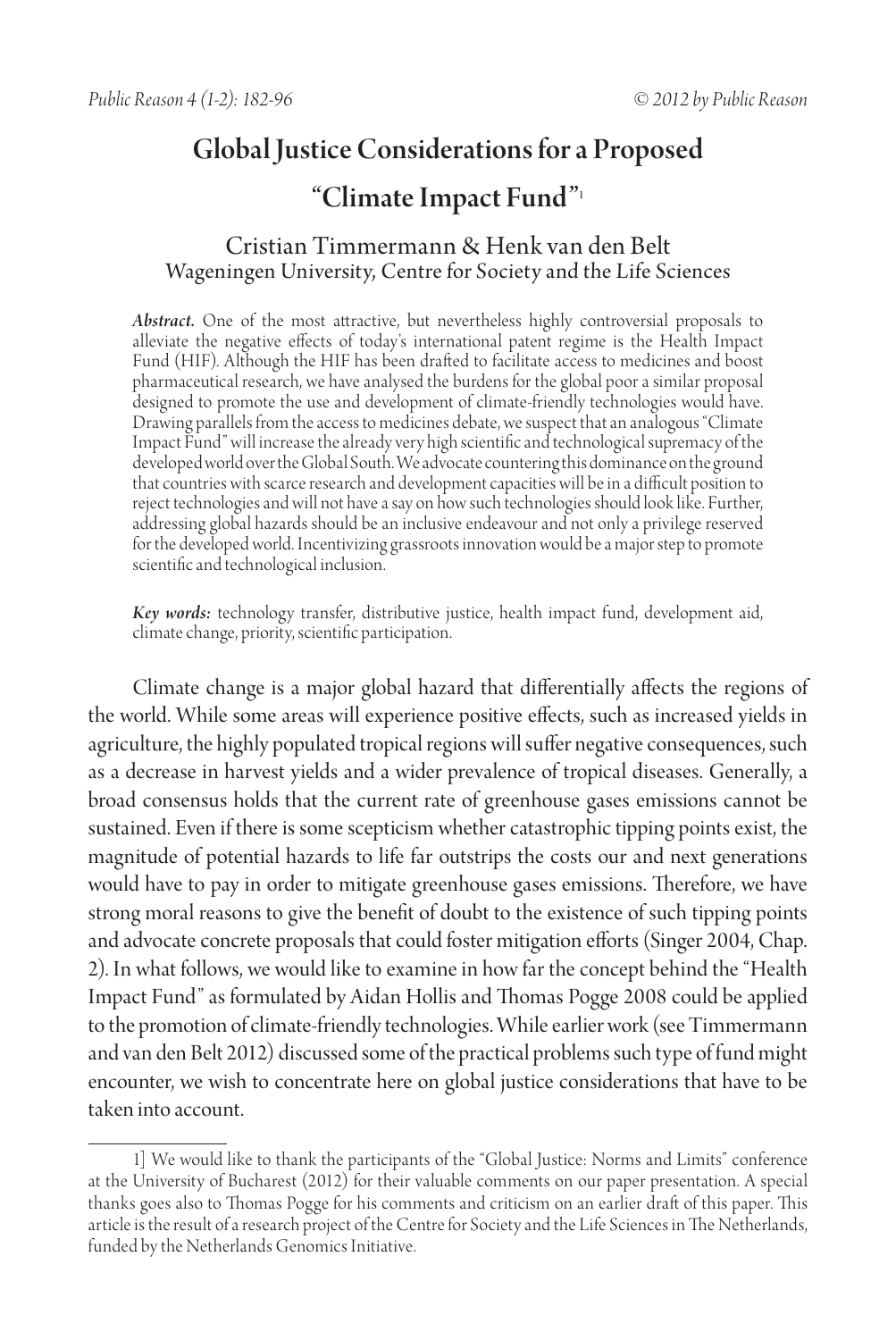# Global Justice Considerations for a Proposed "Climate Impact Fund"[1]

Cristian Timmermann & Henk van den Belt
Wageningen University, Centre for Society and the Life Sciences

***Abstract.*** One of the most attractive, but nevertheless highly controversial proposals to alleviate the negative effects of today's international patent regime is the Health Impact Fund (HIF). Although the HIF has been drafted to facilitate access to medicines and boost pharmaceutical research, we have analysed the burdens for the global poor a similar proposal designed to promote the use and development of climate-friendly technologies would have. Drawing parallels from the access to medicines debate, we suspect that an analogous "Climate Impact Fund" will increase the already very high scientific and technological supremacy of the developed world over the Global South. We advocate countering this dominance on the ground that countries with scarce research and development capacities will be in a difficult position to reject technologies and will not have a say on how such technologies should look like. Further, addressing global hazards should be an inclusive endeavour and not only a privilege reserved for the developed world. Incentivizing grassroots innovation would be a major step to promote scientific and technological inclusion.

***Key words:*** technology transfer, distributive justice, health impact fund, development aid, climate change, priority, scientific participation.

Climate change is a major global hazard that differentially affects the regions of the world. While some areas will experience positive effects, such as increased yields in agriculture, the highly populated tropical regions will suffer negative consequences, such as a decrease in harvest yields and a wider prevalence of tropical diseases. Generally, a broad consensus holds that the current rate of greenhouse gases emissions cannot be sustained. Even if there is some scepticism whether catastrophic tipping points exist, the magnitude of potential hazards to life far outstrips the costs our and next generations would have to pay in order to mitigate greenhouse gases emissions. Therefore, we have strong moral reasons to give the benefit of doubt to the existence of such tipping points and advocate concrete proposals that could foster mitigation efforts (Singer 2004, Chap. 2). In what follows, we would like to examine in how far the concept behind the "Health Impact Fund" as formulated by Aidan Hollis and Thomas Pogge 2008 could be applied to the promotion of climate-friendly technologies. While earlier work (see Timmermann and van den Belt 2012) discussed some of the practical problems such type of fund might encounter, we wish to concentrate here on global justice considerations that have to be taken into account.

---

1] We would like to thank the participants of the "Global Justice: Norms and Limits" conference at the University of Bucharest (2012) for their valuable comments on our paper presentation. A special thanks goes also to Thomas Pogge for his comments and criticism on an earlier draft of this paper. This article is the result of a research project of the Centre for Society and the Life Sciences in The Netherlands, funded by the Netherlands Genomics Initiative.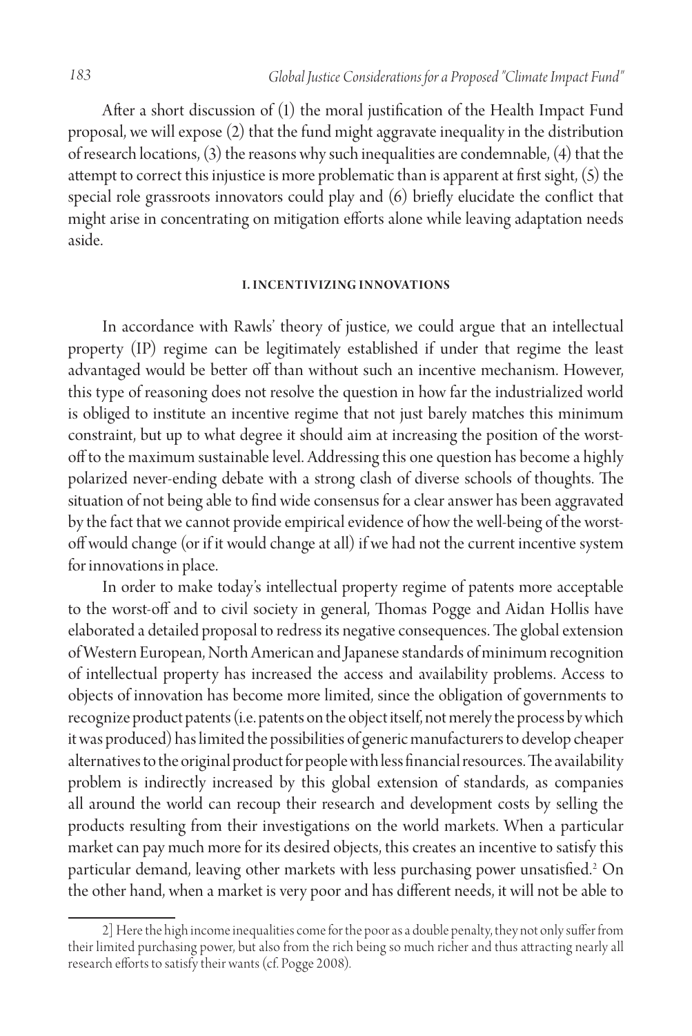After a short discussion of (1) the moral justification of the Health Impact Fund proposal, we will expose (2) that the fund might aggravate inequality in the distribution of research locations, (3) the reasons why such inequalities are condemnable, (4) that the attempt to correct this injustice is more problematic than is apparent at first sight, (5) the special role grassroots innovators could play and (6) briefly elucidate the conflict that might arise in concentrating on mitigation efforts alone while leaving adaptation needs aside.

## I. INCENTIVIZING INNOVATIONS

In accordance with Rawls' theory of justice, we could argue that an intellectual property (IP) regime can be legitimately established if under that regime the least advantaged would be better off than without such an incentive mechanism. However, this type of reasoning does not resolve the question in how far the industrialized world is obliged to institute an incentive regime that not just barely matches this minimum constraint, but up to what degree it should aim at increasing the position of the worst-off to the maximum sustainable level. Addressing this one question has become a highly polarized never-ending debate with a strong clash of diverse schools of thoughts. The situation of not being able to find wide consensus for a clear answer has been aggravated by the fact that we cannot provide empirical evidence of how the well-being of the worst-off would change (or if it would change at all) if we had not the current incentive system for innovations in place.

In order to make today's intellectual property regime of patents more acceptable to the worst-off and to civil society in general, Thomas Pogge and Aidan Hollis have elaborated a detailed proposal to redress its negative consequences. The global extension of Western European, North American and Japanese standards of minimum recognition of intellectual property has increased the access and availability problems. Access to objects of innovation has become more limited, since the obligation of governments to recognize product patents (i.e. patents on the object itself, not merely the process by which it was produced) has limited the possibilities of generic manufacturers to develop cheaper alternatives to the original product for people with less financial resources. The availability problem is indirectly increased by this global extension of standards, as companies all around the world can recoup their research and development costs by selling the products resulting from their investigations on the world markets. When a particular market can pay much more for its desired objects, this creates an incentive to satisfy this particular demand, leaving other markets with less purchasing power unsatisfied.[2] On the other hand, when a market is very poor and has different needs, it will not be able to

2] Here the high income inequalities come for the poor as a double penalty, they not only suffer from their limited purchasing power, but also from the rich being so much richer and thus attracting nearly all research efforts to satisfy their wants (cf. Pogge 2008).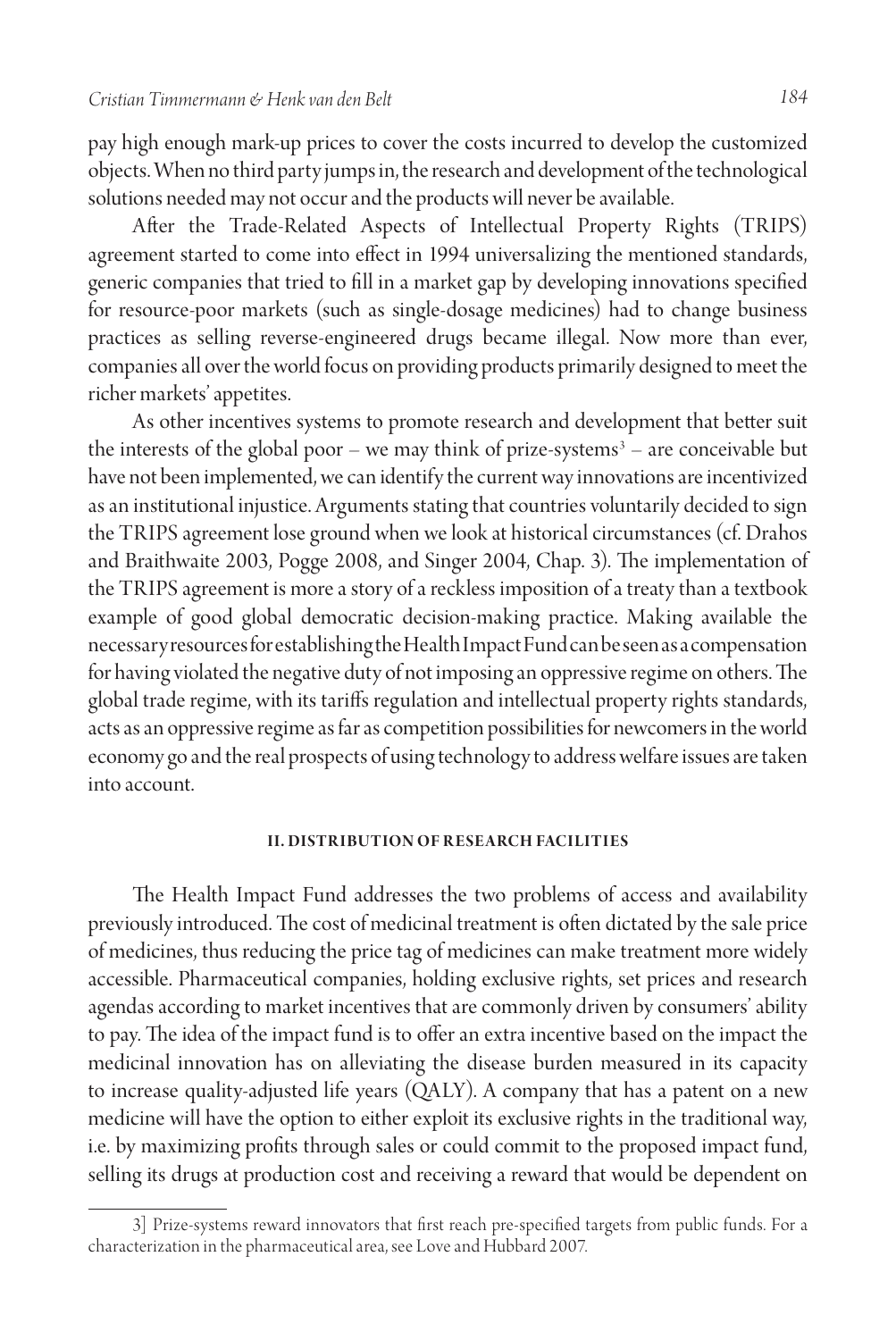pay high enough mark-up prices to cover the costs incurred to develop the customized objects. When no third party jumps in, the research and development of the technological solutions needed may not occur and the products will never be available.

After the Trade-Related Aspects of Intellectual Property Rights (TRIPS) agreement started to come into effect in 1994 universalizing the mentioned standards, generic companies that tried to fill in a market gap by developing innovations specified for resource-poor markets (such as single-dosage medicines) had to change business practices as selling reverse-engineered drugs became illegal. Now more than ever, companies all over the world focus on providing products primarily designed to meet the richer markets' appetites.

As other incentives systems to promote research and development that better suit the interests of the global poor – we may think of prize-systems[3] – are conceivable but have not been implemented, we can identify the current way innovations are incentivized as an institutional injustice. Arguments stating that countries voluntarily decided to sign the TRIPS agreement lose ground when we look at historical circumstances (cf. Drahos and Braithwaite 2003, Pogge 2008, and Singer 2004, Chap. 3). The implementation of the TRIPS agreement is more a story of a reckless imposition of a treaty than a textbook example of good global democratic decision-making practice. Making available the necessary resources for establishing the Health Impact Fund can be seen as a compensation for having violated the negative duty of not imposing an oppressive regime on others. The global trade regime, with its tariffs regulation and intellectual property rights standards, acts as an oppressive regime as far as competition possibilities for newcomers in the world economy go and the real prospects of using technology to address welfare issues are taken into account.

## II. DISTRIBUTION OF RESEARCH FACILITIES

The Health Impact Fund addresses the two problems of access and availability previously introduced. The cost of medicinal treatment is often dictated by the sale price of medicines, thus reducing the price tag of medicines can make treatment more widely accessible. Pharmaceutical companies, holding exclusive rights, set prices and research agendas according to market incentives that are commonly driven by consumers' ability to pay. The idea of the impact fund is to offer an extra incentive based on the impact the medicinal innovation has on alleviating the disease burden measured in its capacity to increase quality-adjusted life years (QALY). A company that has a patent on a new medicine will have the option to either exploit its exclusive rights in the traditional way, i.e. by maximizing profits through sales or could commit to the proposed impact fund, selling its drugs at production cost and receiving a reward that would be dependent on

3] Prize-systems reward innovators that first reach pre-specified targets from public funds. For a characterization in the pharmaceutical area, see Love and Hubbard 2007.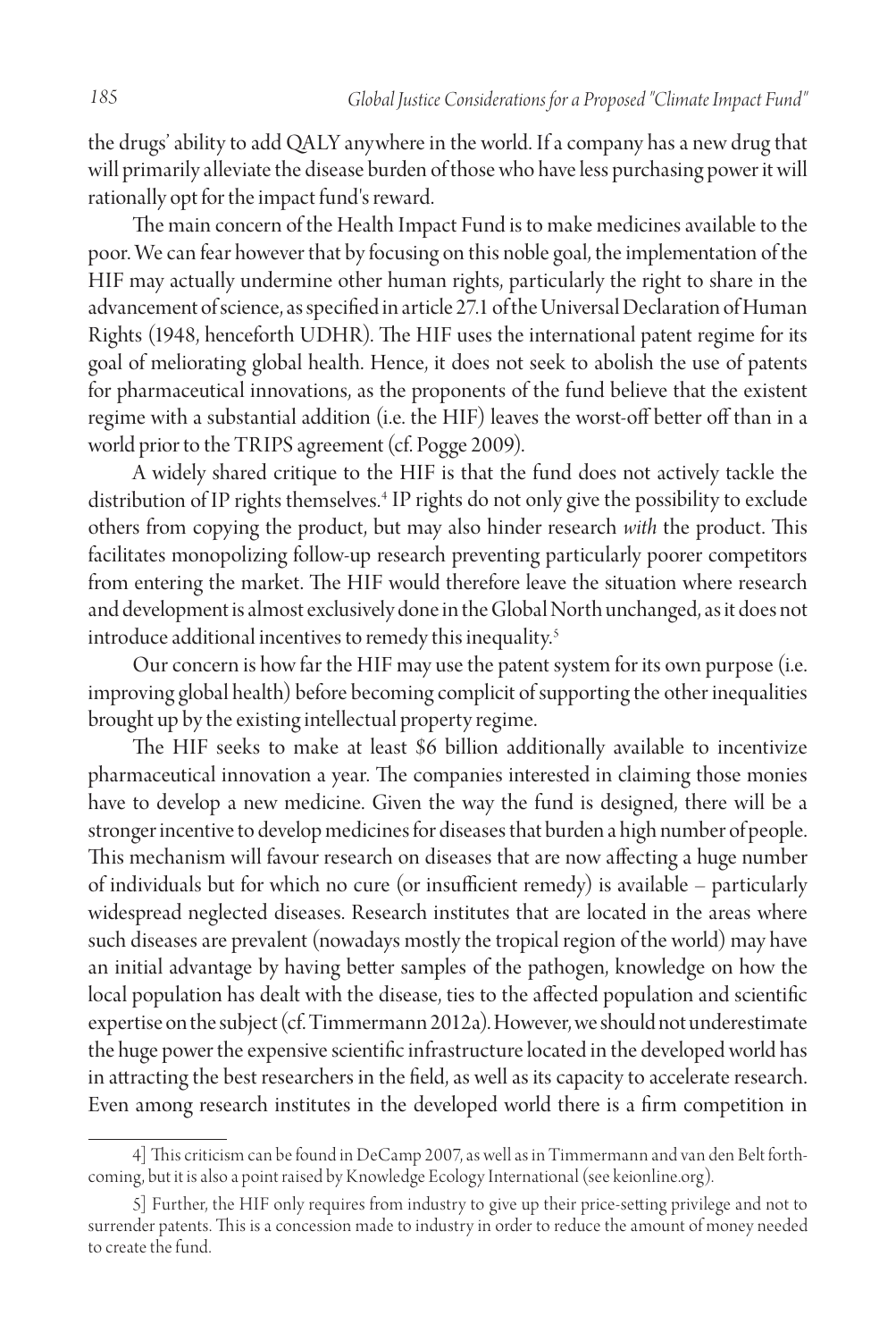the drugs' ability to add QALY anywhere in the world. If a company has a new drug that will primarily alleviate the disease burden of those who have less purchasing power it will rationally opt for the impact fund's reward.

The main concern of the Health Impact Fund is to make medicines available to the poor. We can fear however that by focusing on this noble goal, the implementation of the HIF may actually undermine other human rights, particularly the right to share in the advancement of science, as specified in article 27.1 of the Universal Declaration of Human Rights (1948, henceforth UDHR). The HIF uses the international patent regime for its goal of meliorating global health. Hence, it does not seek to abolish the use of patents for pharmaceutical innovations, as the proponents of the fund believe that the existent regime with a substantial addition (i.e. the HIF) leaves the worst-off better off than in a world prior to the TRIPS agreement (cf. Pogge 2009).

A widely shared critique to the HIF is that the fund does not actively tackle the distribution of IP rights themselves.[4] IP rights do not only give the possibility to exclude others from copying the product, but may also hinder research *with* the product. This facilitates monopolizing follow-up research preventing particularly poorer competitors from entering the market. The HIF would therefore leave the situation where research and development is almost exclusively done in the Global North unchanged, as it does not introduce additional incentives to remedy this inequality.[5]

Our concern is how far the HIF may use the patent system for its own purpose (i.e. improving global health) before becoming complicit of supporting the other inequalities brought up by the existing intellectual property regime.

The HIF seeks to make at least \$6 billion additionally available to incentivize pharmaceutical innovation a year. The companies interested in claiming those monies have to develop a new medicine. Given the way the fund is designed, there will be a stronger incentive to develop medicines for diseases that burden a high number of people. This mechanism will favour research on diseases that are now affecting a huge number of individuals but for which no cure (or insufficient remedy) is available – particularly widespread neglected diseases. Research institutes that are located in the areas where such diseases are prevalent (nowadays mostly the tropical region of the world) may have an initial advantage by having better samples of the pathogen, knowledge on how the local population has dealt with the disease, ties to the affected population and scientific expertise on the subject (cf. Timmermann 2012a). However, we should not underestimate the huge power the expensive scientific infrastructure located in the developed world has in attracting the best researchers in the field, as well as its capacity to accelerate research. Even among research institutes in the developed world there is a firm competition in

---

4] This criticism can be found in DeCamp 2007, as well as in Timmermann and van den Belt forthcoming, but it is also a point raised by Knowledge Ecology International (see keionline.org).

5] Further, the HIF only requires from industry to give up their price-setting privilege and not to surrender patents. This is a concession made to industry in order to reduce the amount of money needed to create the fund.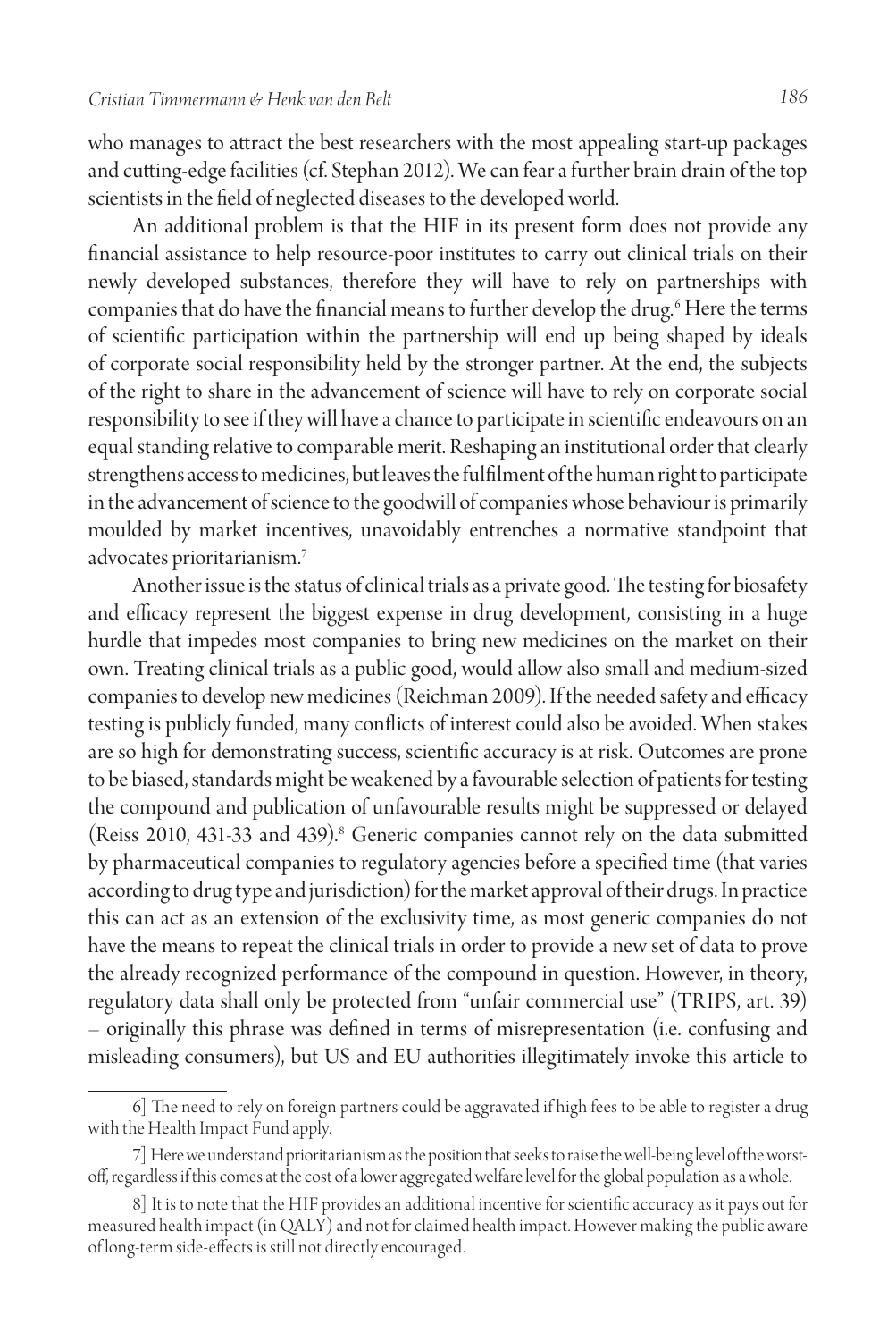who manages to attract the best researchers with the most appealing start-up packages and cutting-edge facilities (cf. Stephan 2012). We can fear a further brain drain of the top scientists in the field of neglected diseases to the developed world.

An additional problem is that the HIF in its present form does not provide any financial assistance to help resource-poor institutes to carry out clinical trials on their newly developed substances, therefore they will have to rely on partnerships with companies that do have the financial means to further develop the drug.[6] Here the terms of scientific participation within the partnership will end up being shaped by ideals of corporate social responsibility held by the stronger partner. At the end, the subjects of the right to share in the advancement of science will have to rely on corporate social responsibility to see if they will have a chance to participate in scientific endeavours on an equal standing relative to comparable merit. Reshaping an institutional order that clearly strengthens access to medicines, but leaves the fulfilment of the human right to participate in the advancement of science to the goodwill of companies whose behaviour is primarily moulded by market incentives, unavoidably entrenches a normative standpoint that advocates prioritarianism.[7]

Another issue is the status of clinical trials as a private good. The testing for biosafety and efficacy represent the biggest expense in drug development, consisting in a huge hurdle that impedes most companies to bring new medicines on the market on their own. Treating clinical trials as a public good, would allow also small and medium-sized companies to develop new medicines (Reichman 2009). If the needed safety and efficacy testing is publicly funded, many conflicts of interest could also be avoided. When stakes are so high for demonstrating success, scientific accuracy is at risk. Outcomes are prone to be biased, standards might be weakened by a favourable selection of patients for testing the compound and publication of unfavourable results might be suppressed or delayed (Reiss 2010, 431-33 and 439).[8] Generic companies cannot rely on the data submitted by pharmaceutical companies to regulatory agencies before a specified time (that varies according to drug type and jurisdiction) for the market approval of their drugs. In practice this can act as an extension of the exclusivity time, as most generic companies do not have the means to repeat the clinical trials in order to provide a new set of data to prove the already recognized performance of the compound in question. However, in theory, regulatory data shall only be protected from "unfair commercial use" (TRIPS, art. 39) – originally this phrase was defined in terms of misrepresentation (i.e. confusing and misleading consumers), but US and EU authorities illegitimately invoke this article to

---

6] The need to rely on foreign partners could be aggravated if high fees to be able to register a drug with the Health Impact Fund apply.

7] Here we understand prioritarianism as the position that seeks to raise the well-being level of the worst-off, regardless if this comes at the cost of a lower aggregated welfare level for the global population as a whole.

8] It is to note that the HIF provides an additional incentive for scientific accuracy as it pays out for measured health impact (in QALY) and not for claimed health impact. However making the public aware of long-term side-effects is still not directly encouraged.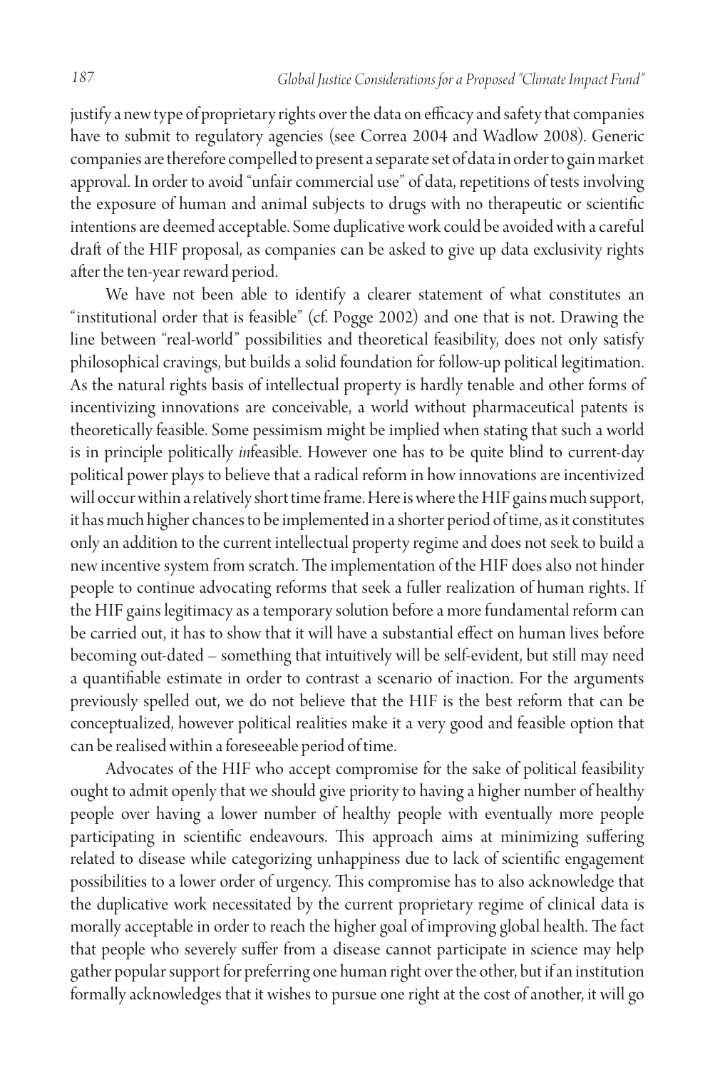justify a new type of proprietary rights over the data on efficacy and safety that companies have to submit to regulatory agencies (see Correa 2004 and Wadlow 2008). Generic companies are therefore compelled to present a separate set of data in order to gain market approval. In order to avoid "unfair commercial use" of data, repetitions of tests involving the exposure of human and animal subjects to drugs with no therapeutic or scientific intentions are deemed acceptable. Some duplicative work could be avoided with a careful draft of the HIF proposal, as companies can be asked to give up data exclusivity rights after the ten-year reward period.

We have not been able to identify a clearer statement of what constitutes an "institutional order that is feasible" (cf. Pogge 2002) and one that is not. Drawing the line between "real-world" possibilities and theoretical feasibility, does not only satisfy philosophical cravings, but builds a solid foundation for follow-up political legitimation. As the natural rights basis of intellectual property is hardly tenable and other forms of incentivizing innovations are conceivable, a world without pharmaceutical patents is theoretically feasible. Some pessimism might be implied when stating that such a world is in principle politically *in*feasible. However one has to be quite blind to current-day political power plays to believe that a radical reform in how innovations are incentivized will occur within a relatively short time frame. Here is where the HIF gains much support, it has much higher chances to be implemented in a shorter period of time, as it constitutes only an addition to the current intellectual property regime and does not seek to build a new incentive system from scratch. The implementation of the HIF does also not hinder people to continue advocating reforms that seek a fuller realization of human rights. If the HIF gains legitimacy as a temporary solution before a more fundamental reform can be carried out, it has to show that it will have a substantial effect on human lives before becoming out-dated – something that intuitively will be self-evident, but still may need a quantifiable estimate in order to contrast a scenario of inaction. For the arguments previously spelled out, we do not believe that the HIF is the best reform that can be conceptualized, however political realities make it a very good and feasible option that can be realised within a foreseeable period of time.

Advocates of the HIF who accept compromise for the sake of political feasibility ought to admit openly that we should give priority to having a higher number of healthy people over having a lower number of healthy people with eventually more people participating in scientific endeavours. This approach aims at minimizing suffering related to disease while categorizing unhappiness due to lack of scientific engagement possibilities to a lower order of urgency. This compromise has to also acknowledge that the duplicative work necessitated by the current proprietary regime of clinical data is morally acceptable in order to reach the higher goal of improving global health. The fact that people who severely suffer from a disease cannot participate in science may help gather popular support for preferring one human right over the other, but if an institution formally acknowledges that it wishes to pursue one right at the cost of another, it will go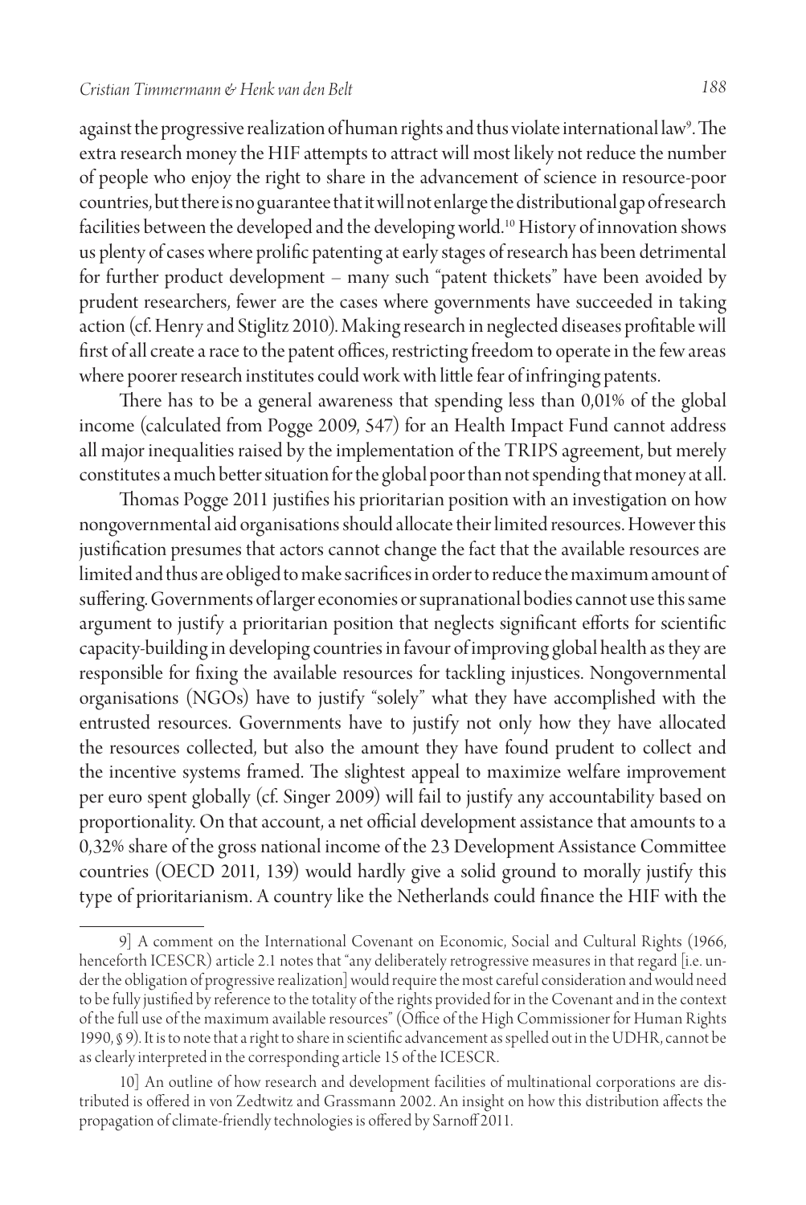against the progressive realization of human rights and thus violate international law[9]. The extra research money the HIF attempts to attract will most likely not reduce the number of people who enjoy the right to share in the advancement of science in resource-poor countries, but there is no guarantee that it will not enlarge the distributional gap of research facilities between the developed and the developing world.[10] History of innovation shows us plenty of cases where prolific patenting at early stages of research has been detrimental for further product development – many such "patent thickets" have been avoided by prudent researchers, fewer are the cases where governments have succeeded in taking action (cf. Henry and Stiglitz 2010). Making research in neglected diseases profitable will first of all create a race to the patent offices, restricting freedom to operate in the few areas where poorer research institutes could work with little fear of infringing patents.

There has to be a general awareness that spending less than 0,01% of the global income (calculated from Pogge 2009, 547) for an Health Impact Fund cannot address all major inequalities raised by the implementation of the TRIPS agreement, but merely constitutes a much better situation for the global poor than not spending that money at all.

Thomas Pogge 2011 justifies his prioritarian position with an investigation on how nongovernmental aid organisations should allocate their limited resources. However this justification presumes that actors cannot change the fact that the available resources are limited and thus are obliged to make sacrifices in order to reduce the maximum amount of suffering. Governments of larger economies or supranational bodies cannot use this same argument to justify a prioritarian position that neglects significant efforts for scientific capacity-building in developing countries in favour of improving global health as they are responsible for fixing the available resources for tackling injustices. Nongovernmental organisations (NGOs) have to justify "solely" what they have accomplished with the entrusted resources. Governments have to justify not only how they have allocated the resources collected, but also the amount they have found prudent to collect and the incentive systems framed. The slightest appeal to maximize welfare improvement per euro spent globally (cf. Singer 2009) will fail to justify any accountability based on proportionality. On that account, a net official development assistance that amounts to a 0,32% share of the gross national income of the 23 Development Assistance Committee countries (OECD 2011, 139) would hardly give a solid ground to morally justify this type of prioritarianism. A country like the Netherlands could finance the HIF with the

9] A comment on the International Covenant on Economic, Social and Cultural Rights (1966, henceforth ICESCR) article 2.1 notes that "any deliberately retrogressive measures in that regard [i.e. under the obligation of progressive realization] would require the most careful consideration and would need to be fully justified by reference to the totality of the rights provided for in the Covenant and in the context of the full use of the maximum available resources" (Office of the High Commissioner for Human Rights 1990, § 9). It is to note that a right to share in scientific advancement as spelled out in the UDHR, cannot be as clearly interpreted in the corresponding article 15 of the ICESCR.

10] An outline of how research and development facilities of multinational corporations are distributed is offered in von Zedtwitz and Grassmann 2002. An insight on how this distribution affects the propagation of climate-friendly technologies is offered by Sarnoff 2011.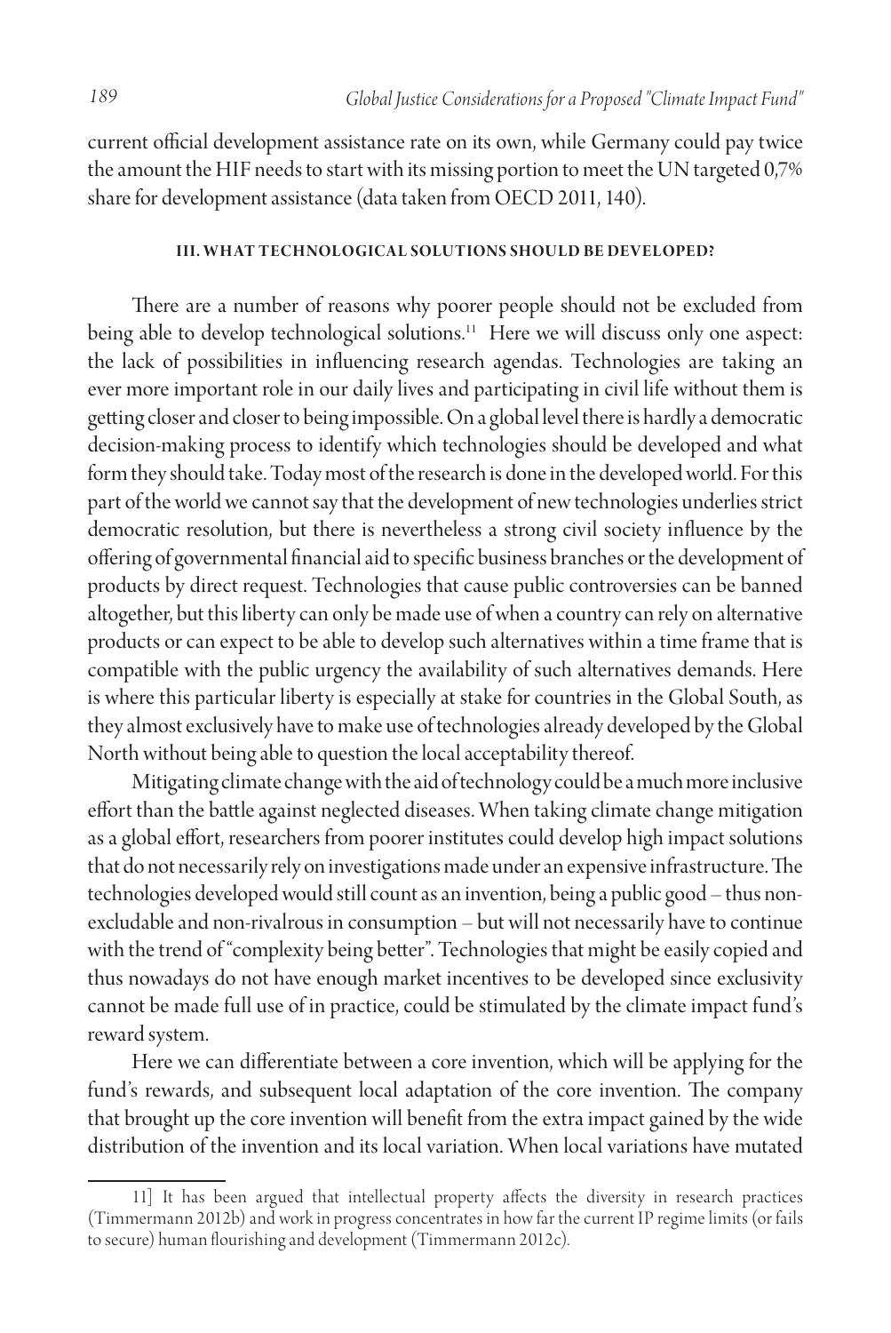current official development assistance rate on its own, while Germany could pay twice the amount the HIF needs to start with its missing portion to meet the UN targeted 0,7% share for development assistance (data taken from OECD 2011, 140).

## III. WHAT TECHNOLOGICAL SOLUTIONS SHOULD BE DEVELOPED?

There are a number of reasons why poorer people should not be excluded from being able to develop technological solutions.[11] Here we will discuss only one aspect: the lack of possibilities in influencing research agendas. Technologies are taking an ever more important role in our daily lives and participating in civil life without them is getting closer and closer to being impossible. On a global level there is hardly a democratic decision-making process to identify which technologies should be developed and what form they should take. Today most of the research is done in the developed world. For this part of the world we cannot say that the development of new technologies underlies strict democratic resolution, but there is nevertheless a strong civil society influence by the offering of governmental financial aid to specific business branches or the development of products by direct request. Technologies that cause public controversies can be banned altogether, but this liberty can only be made use of when a country can rely on alternative products or can expect to be able to develop such alternatives within a time frame that is compatible with the public urgency the availability of such alternatives demands. Here is where this particular liberty is especially at stake for countries in the Global South, as they almost exclusively have to make use of technologies already developed by the Global North without being able to question the local acceptability thereof.

Mitigating climate change with the aid of technology could be a much more inclusive effort than the battle against neglected diseases. When taking climate change mitigation as a global effort, researchers from poorer institutes could develop high impact solutions that do not necessarily rely on investigations made under an expensive infrastructure. The technologies developed would still count as an invention, being a public good – thus non-excludable and non-rivalrous in consumption – but will not necessarily have to continue with the trend of "complexity being better". Technologies that might be easily copied and thus nowadays do not have enough market incentives to be developed since exclusivity cannot be made full use of in practice, could be stimulated by the climate impact fund's reward system.

Here we can differentiate between a core invention, which will be applying for the fund's rewards, and subsequent local adaptation of the core invention. The company that brought up the core invention will benefit from the extra impact gained by the wide distribution of the invention and its local variation. When local variations have mutated

---

11] It has been argued that intellectual property affects the diversity in research practices (Timmermann 2012b) and work in progress concentrates in how far the current IP regime limits (or fails to secure) human flourishing and development (Timmermann 2012c).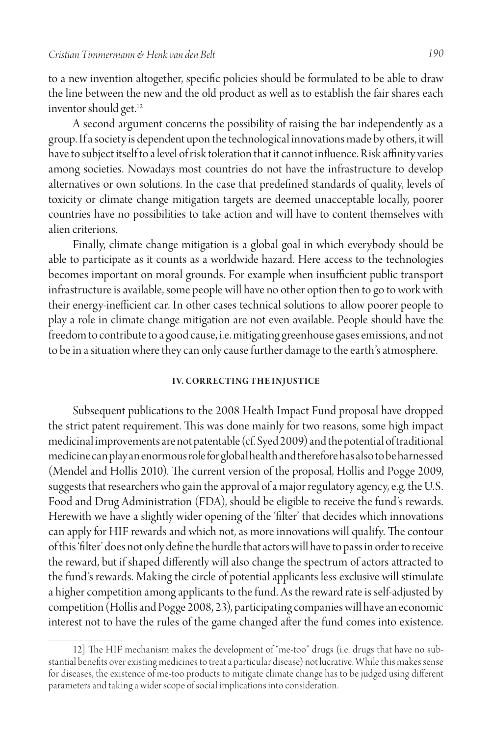to a new invention altogether, specific policies should be formulated to be able to draw the line between the new and the old product as well as to establish the fair shares each inventor should get.[12]

A second argument concerns the possibility of raising the bar independently as a group. If a society is dependent upon the technological innovations made by others, it will have to subject itself to a level of risk toleration that it cannot influence. Risk affinity varies among societies. Nowadays most countries do not have the infrastructure to develop alternatives or own solutions. In the case that predefined standards of quality, levels of toxicity or climate change mitigation targets are deemed unacceptable locally, poorer countries have no possibilities to take action and will have to content themselves with alien criterions.

Finally, climate change mitigation is a global goal in which everybody should be able to participate as it counts as a worldwide hazard. Here access to the technologies becomes important on moral grounds. For example when insufficient public transport infrastructure is available, some people will have no other option then to go to work with their energy-inefficient car. In other cases technical solutions to allow poorer people to play a role in climate change mitigation are not even available. People should have the freedom to contribute to a good cause, i.e. mitigating greenhouse gases emissions, and not to be in a situation where they can only cause further damage to the earth's atmosphere.

## IV. CORRECTING THE INJUSTICE

Subsequent publications to the 2008 Health Impact Fund proposal have dropped the strict patent requirement. This was done mainly for two reasons, some high impact medicinal improvements are not patentable (cf. Syed 2009) and the potential of traditional medicine can play an enormous role for global health and therefore has also to be harnessed (Mendel and Hollis 2010). The current version of the proposal, Hollis and Pogge 2009, suggests that researchers who gain the approval of a major regulatory agency, e.g. the U.S. Food and Drug Administration (FDA), should be eligible to receive the fund's rewards. Herewith we have a slightly wider opening of the 'filter' that decides which innovations can apply for HIF rewards and which not, as more innovations will qualify. The contour of this 'filter' does not only define the hurdle that actors will have to pass in order to receive the reward, but if shaped differently will also change the spectrum of actors attracted to the fund's rewards. Making the circle of potential applicants less exclusive will stimulate a higher competition among applicants to the fund. As the reward rate is self-adjusted by competition (Hollis and Pogge 2008, 23), participating companies will have an economic interest not to have the rules of the game changed after the fund comes into existence.

12] The HIF mechanism makes the development of "me-too" drugs (i.e. drugs that have no substantial benefits over existing medicines to treat a particular disease) not lucrative. While this makes sense for diseases, the existence of me-too products to mitigate climate change has to be judged using different parameters and taking a wider scope of social implications into consideration.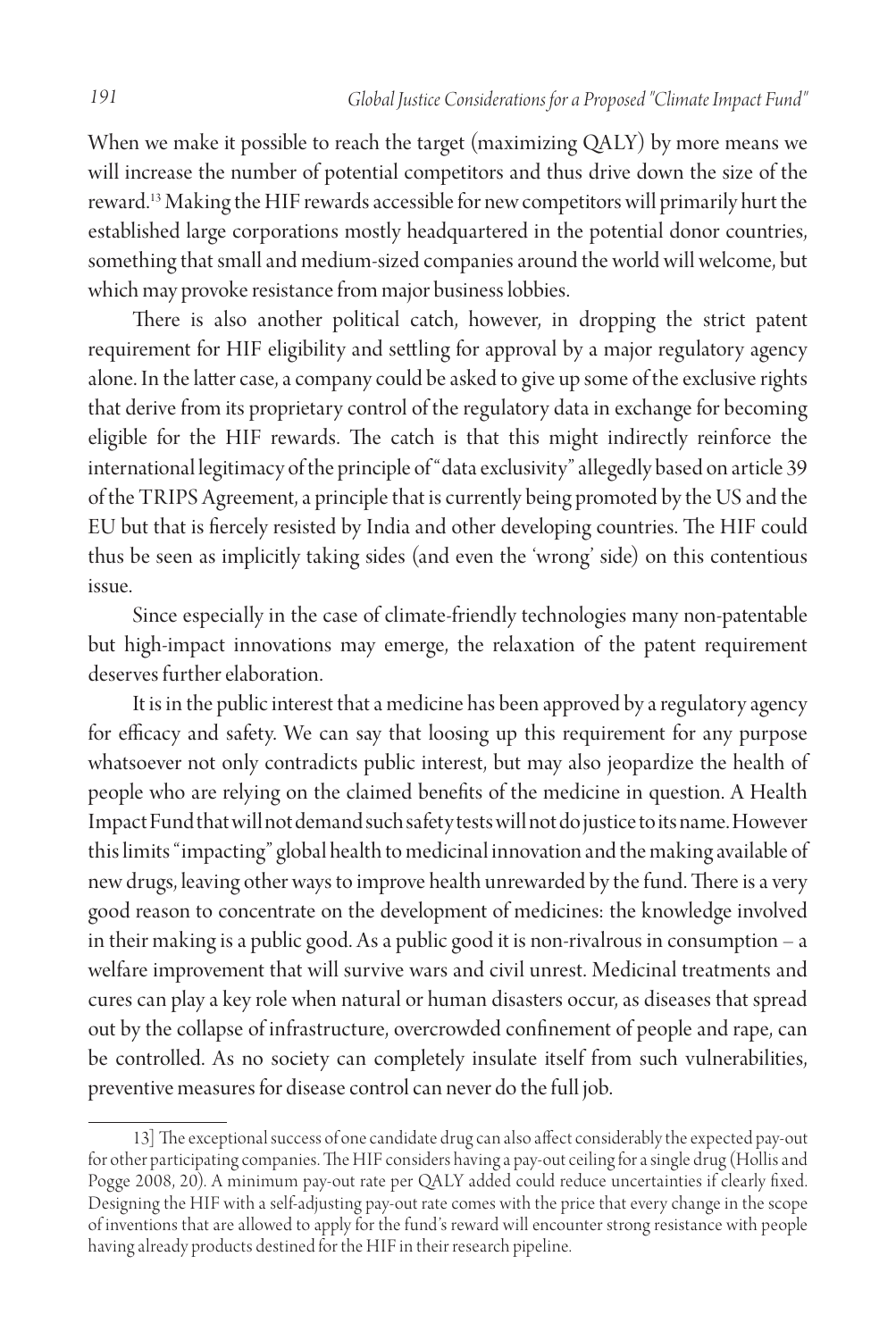When we make it possible to reach the target (maximizing QALY) by more means we will increase the number of potential competitors and thus drive down the size of the reward.[13] Making the HIF rewards accessible for new competitors will primarily hurt the established large corporations mostly headquartered in the potential donor countries, something that small and medium-sized companies around the world will welcome, but which may provoke resistance from major business lobbies.

There is also another political catch, however, in dropping the strict patent requirement for HIF eligibility and settling for approval by a major regulatory agency alone. In the latter case, a company could be asked to give up some of the exclusive rights that derive from its proprietary control of the regulatory data in exchange for becoming eligible for the HIF rewards. The catch is that this might indirectly reinforce the international legitimacy of the principle of "data exclusivity" allegedly based on article 39 of the TRIPS Agreement, a principle that is currently being promoted by the US and the EU but that is fiercely resisted by India and other developing countries. The HIF could thus be seen as implicitly taking sides (and even the 'wrong' side) on this contentious issue.

Since especially in the case of climate-friendly technologies many non-patentable but high-impact innovations may emerge, the relaxation of the patent requirement deserves further elaboration.

It is in the public interest that a medicine has been approved by a regulatory agency for efficacy and safety. We can say that loosing up this requirement for any purpose whatsoever not only contradicts public interest, but may also jeopardize the health of people who are relying on the claimed benefits of the medicine in question. A Health Impact Fund that will not demand such safety tests will not do justice to its name. However this limits "impacting" global health to medicinal innovation and the making available of new drugs, leaving other ways to improve health unrewarded by the fund. There is a very good reason to concentrate on the development of medicines: the knowledge involved in their making is a public good. As a public good it is non-rivalrous in consumption – a welfare improvement that will survive wars and civil unrest. Medicinal treatments and cures can play a key role when natural or human disasters occur, as diseases that spread out by the collapse of infrastructure, overcrowded confinement of people and rape, can be controlled. As no society can completely insulate itself from such vulnerabilities, preventive measures for disease control can never do the full job.

---

13] The exceptional success of one candidate drug can also affect considerably the expected pay-out for other participating companies. The HIF considers having a pay-out ceiling for a single drug (Hollis and Pogge 2008, 20). A minimum pay-out rate per QALY added could reduce uncertainties if clearly fixed. Designing the HIF with a self-adjusting pay-out rate comes with the price that every change in the scope of inventions that are allowed to apply for the fund's reward will encounter strong resistance with people having already products destined for the HIF in their research pipeline.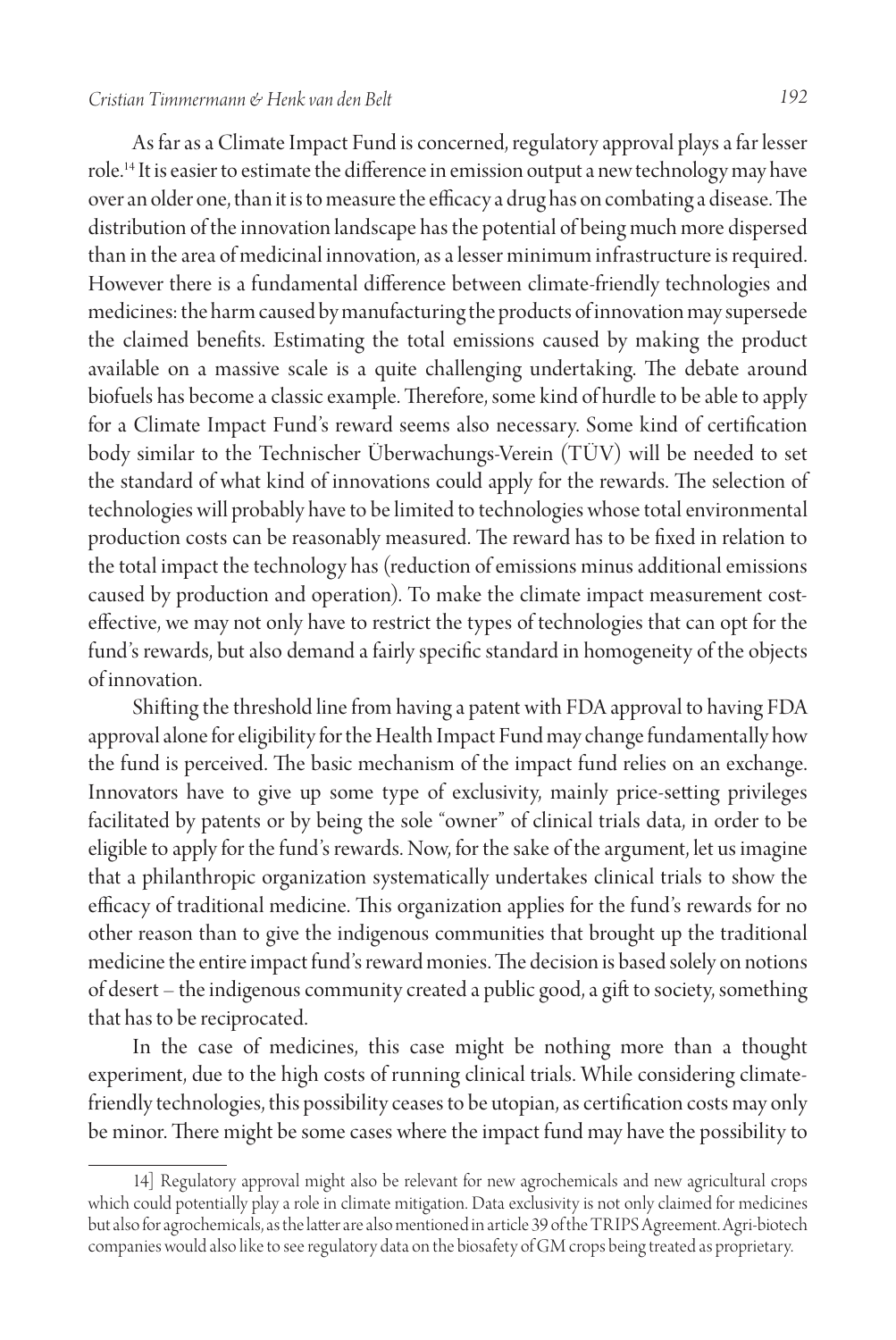As far as a Climate Impact Fund is concerned, regulatory approval plays a far lesser role.[14] It is easier to estimate the difference in emission output a new technology may have over an older one, than it is to measure the efficacy a drug has on combating a disease. The distribution of the innovation landscape has the potential of being much more dispersed than in the area of medicinal innovation, as a lesser minimum infrastructure is required. However there is a fundamental difference between climate-friendly technologies and medicines: the harm caused by manufacturing the products of innovation may supersede the claimed benefits. Estimating the total emissions caused by making the product available on a massive scale is a quite challenging undertaking. The debate around biofuels has become a classic example. Therefore, some kind of hurdle to be able to apply for a Climate Impact Fund's reward seems also necessary. Some kind of certification body similar to the Technischer Überwachungs-Verein (TÜV) will be needed to set the standard of what kind of innovations could apply for the rewards. The selection of technologies will probably have to be limited to technologies whose total environmental production costs can be reasonably measured. The reward has to be fixed in relation to the total impact the technology has (reduction of emissions minus additional emissions caused by production and operation). To make the climate impact measurement cost-effective, we may not only have to restrict the types of technologies that can opt for the fund's rewards, but also demand a fairly specific standard in homogeneity of the objects of innovation.

Shifting the threshold line from having a patent with FDA approval to having FDA approval alone for eligibility for the Health Impact Fund may change fundamentally how the fund is perceived. The basic mechanism of the impact fund relies on an exchange. Innovators have to give up some type of exclusivity, mainly price-setting privileges facilitated by patents or by being the sole "owner" of clinical trials data, in order to be eligible to apply for the fund's rewards. Now, for the sake of the argument, let us imagine that a philanthropic organization systematically undertakes clinical trials to show the efficacy of traditional medicine. This organization applies for the fund's rewards for no other reason than to give the indigenous communities that brought up the traditional medicine the entire impact fund's reward monies. The decision is based solely on notions of desert – the indigenous community created a public good, a gift to society, something that has to be reciprocated.

In the case of medicines, this case might be nothing more than a thought experiment, due to the high costs of running clinical trials. While considering climate-friendly technologies, this possibility ceases to be utopian, as certification costs may only be minor. There might be some cases where the impact fund may have the possibility to

---

14] Regulatory approval might also be relevant for new agrochemicals and new agricultural crops which could potentially play a role in climate mitigation. Data exclusivity is not only claimed for medicines but also for agrochemicals, as the latter are also mentioned in article 39 of the TRIPS Agreement. Agri-biotech companies would also like to see regulatory data on the biosafety of GM crops being treated as proprietary.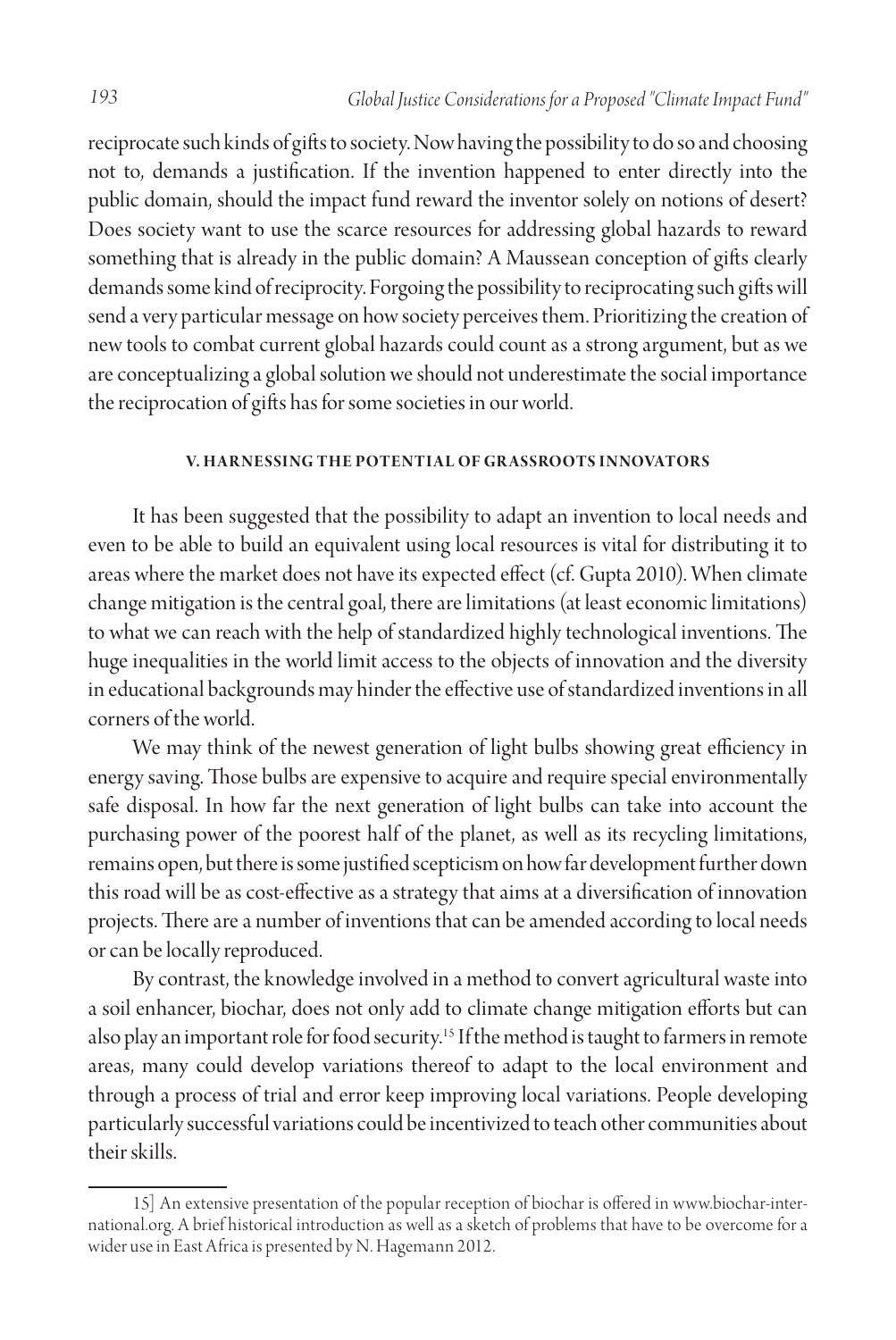reciprocate such kinds of gifts to society. Now having the possibility to do so and choosing not to, demands a justification. If the invention happened to enter directly into the public domain, should the impact fund reward the inventor solely on notions of desert? Does society want to use the scarce resources for addressing global hazards to reward something that is already in the public domain? A Maussean conception of gifts clearly demands some kind of reciprocity. Forgoing the possibility to reciprocating such gifts will send a very particular message on how society perceives them. Prioritizing the creation of new tools to combat current global hazards could count as a strong argument, but as we are conceptualizing a global solution we should not underestimate the social importance the reciprocation of gifts has for some societies in our world.

## V. HARNESSING THE POTENTIAL OF GRASSROOTS INNOVATORS

It has been suggested that the possibility to adapt an invention to local needs and even to be able to build an equivalent using local resources is vital for distributing it to areas where the market does not have its expected effect (cf. Gupta 2010). When climate change mitigation is the central goal, there are limitations (at least economic limitations) to what we can reach with the help of standardized highly technological inventions. The huge inequalities in the world limit access to the objects of innovation and the diversity in educational backgrounds may hinder the effective use of standardized inventions in all corners of the world.

We may think of the newest generation of light bulbs showing great efficiency in energy saving. Those bulbs are expensive to acquire and require special environmentally safe disposal. In how far the next generation of light bulbs can take into account the purchasing power of the poorest half of the planet, as well as its recycling limitations, remains open, but there is some justified scepticism on how far development further down this road will be as cost-effective as a strategy that aims at a diversification of innovation projects. There are a number of inventions that can be amended according to local needs or can be locally reproduced.

By contrast, the knowledge involved in a method to convert agricultural waste into a soil enhancer, biochar, does not only add to climate change mitigation efforts but can also play an important role for food security.[15] If the method is taught to farmers in remote areas, many could develop variations thereof to adapt to the local environment and through a process of trial and error keep improving local variations. People developing particularly successful variations could be incentivized to teach other communities about their skills.

---

15] An extensive presentation of the popular reception of biochar is offered in www.biochar-international.org. A brief historical introduction as well as a sketch of problems that have to be overcome for a wider use in East Africa is presented by N. Hagemann 2012.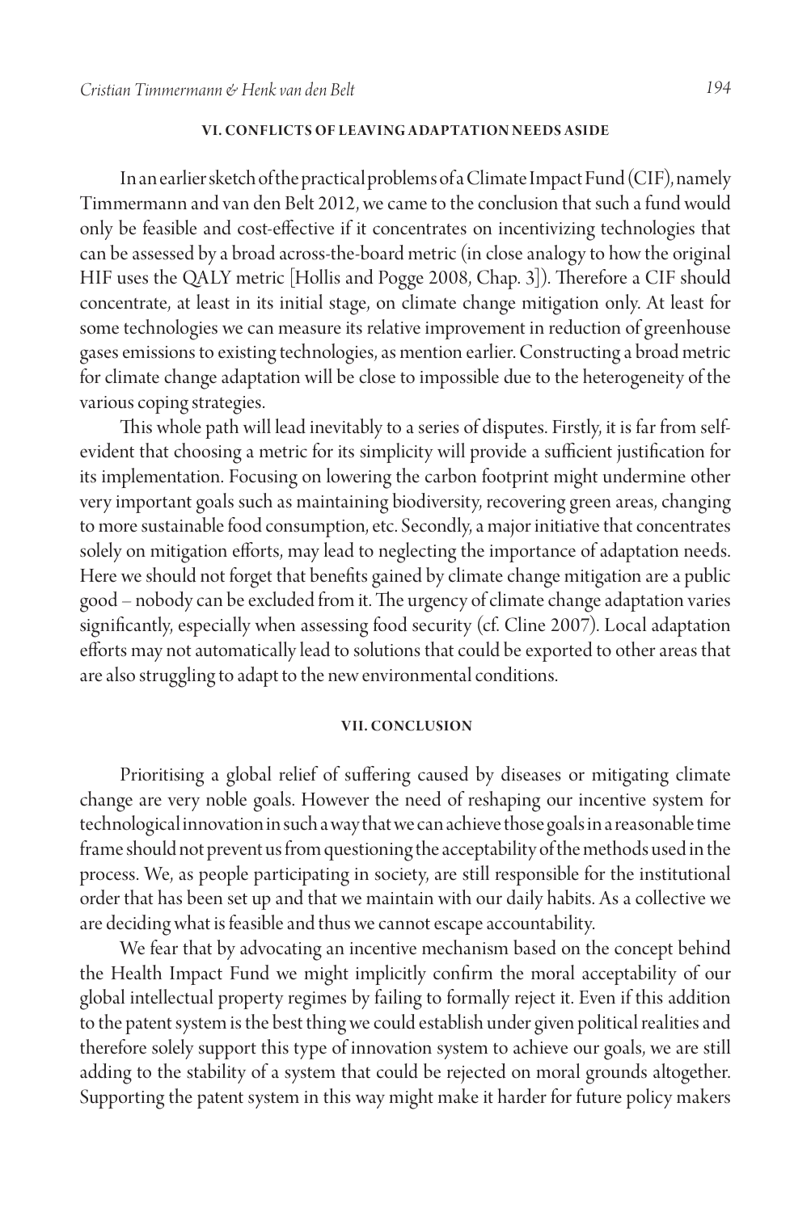### VI. CONFLICTS OF LEAVING ADAPTATION NEEDS ASIDE

In an earlier sketch of the practical problems of a Climate Impact Fund (CIF), namely Timmermann and van den Belt 2012, we came to the conclusion that such a fund would only be feasible and cost-effective if it concentrates on incentivizing technologies that can be assessed by a broad across-the-board metric (in close analogy to how the original HIF uses the QALY metric [Hollis and Pogge 2008, Chap. 3]). Therefore a CIF should concentrate, at least in its initial stage, on climate change mitigation only. At least for some technologies we can measure its relative improvement in reduction of greenhouse gases emissions to existing technologies, as mention earlier. Constructing a broad metric for climate change adaptation will be close to impossible due to the heterogeneity of the various coping strategies.

This whole path will lead inevitably to a series of disputes. Firstly, it is far from self-evident that choosing a metric for its simplicity will provide a sufficient justification for its implementation. Focusing on lowering the carbon footprint might undermine other very important goals such as maintaining biodiversity, recovering green areas, changing to more sustainable food consumption, etc. Secondly, a major initiative that concentrates solely on mitigation efforts, may lead to neglecting the importance of adaptation needs. Here we should not forget that benefits gained by climate change mitigation are a public good – nobody can be excluded from it. The urgency of climate change adaptation varies significantly, especially when assessing food security (cf. Cline 2007). Local adaptation efforts may not automatically lead to solutions that could be exported to other areas that are also struggling to adapt to the new environmental conditions.

### VII. CONCLUSION

Prioritising a global relief of suffering caused by diseases or mitigating climate change are very noble goals. However the need of reshaping our incentive system for technological innovation in such a way that we can achieve those goals in a reasonable time frame should not prevent us from questioning the acceptability of the methods used in the process. We, as people participating in society, are still responsible for the institutional order that has been set up and that we maintain with our daily habits. As a collective we are deciding what is feasible and thus we cannot escape accountability.

We fear that by advocating an incentive mechanism based on the concept behind the Health Impact Fund we might implicitly confirm the moral acceptability of our global intellectual property regimes by failing to formally reject it. Even if this addition to the patent system is the best thing we could establish under given political realities and therefore solely support this type of innovation system to achieve our goals, we are still adding to the stability of a system that could be rejected on moral grounds altogether. Supporting the patent system in this way might make it harder for future policy makers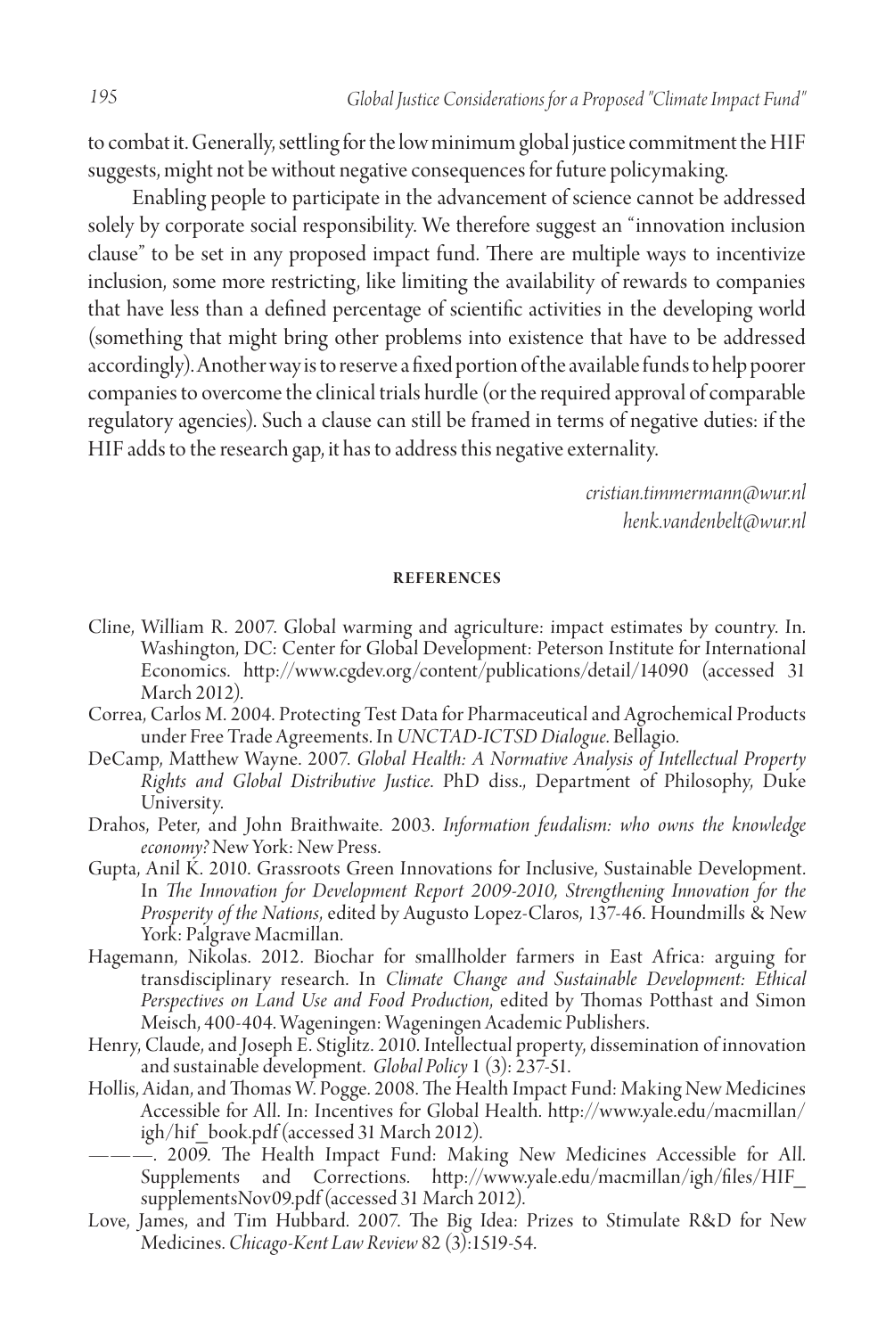to combat it. Generally, settling for the low minimum global justice commitment the HIF suggests, might not be without negative consequences for future policymaking.

Enabling people to participate in the advancement of science cannot be addressed solely by corporate social responsibility. We therefore suggest an "innovation inclusion clause" to be set in any proposed impact fund. There are multiple ways to incentivize inclusion, some more restricting, like limiting the availability of rewards to companies that have less than a defined percentage of scientific activities in the developing world (something that might bring other problems into existence that have to be addressed accordingly). Another way is to reserve a fixed portion of the available funds to help poorer companies to overcome the clinical trials hurdle (or the required approval of comparable regulatory agencies). Such a clause can still be framed in terms of negative duties: if the HIF adds to the research gap, it has to address this negative externality.

*cristian.timmermann@wur.nl*
*henk.vandenbelt@wur.nl*

## REFERENCES

Cline, William R. 2007. Global warming and agriculture: impact estimates by country. In. Washington, DC: Center for Global Development: Peterson Institute for International Economics. http://www.cgdev.org/content/publications/detail/14090 (accessed 31 March 2012).

Correa, Carlos M. 2004. Protecting Test Data for Pharmaceutical and Agrochemical Products under Free Trade Agreements. In *UNCTAD-ICTSD Dialogue*. Bellagio.

DeCamp, Matthew Wayne. 2007. *Global Health: A Normative Analysis of Intellectual Property Rights and Global Distributive Justice*. PhD diss., Department of Philosophy, Duke University.

Drahos, Peter, and John Braithwaite. 2003. *Information feudalism: who owns the knowledge economy?* New York: New Press.

Gupta, Anil K. 2010. Grassroots Green Innovations for Inclusive, Sustainable Development. In *The Innovation for Development Report 2009-2010, Strengthening Innovation for the Prosperity of the Nations*, edited by Augusto Lopez-Claros, 137-46. Houndmills & New York: Palgrave Macmillan.

Hagemann, Nikolas. 2012. Biochar for smallholder farmers in East Africa: arguing for transdisciplinary research. In *Climate Change and Sustainable Development: Ethical Perspectives on Land Use and Food Production*, edited by Thomas Potthast and Simon Meisch, 400-404. Wageningen: Wageningen Academic Publishers.

Henry, Claude, and Joseph E. Stiglitz. 2010. Intellectual property, dissemination of innovation and sustainable development. *Global Policy* 1 (3): 237-51.

Hollis, Aidan, and Thomas W. Pogge. 2008. The Health Impact Fund: Making New Medicines Accessible for All. In: Incentives for Global Health. http://www.yale.edu/macmillan/igh/hif_book.pdf (accessed 31 March 2012).

———. 2009. The Health Impact Fund: Making New Medicines Accessible for All. Supplements and Corrections. http://www.yale.edu/macmillan/igh/files/HIF_supplementsNov09.pdf (accessed 31 March 2012).

Love, James, and Tim Hubbard. 2007. The Big Idea: Prizes to Stimulate R&D for New Medicines. *Chicago-Kent Law Review* 82 (3):1519-54.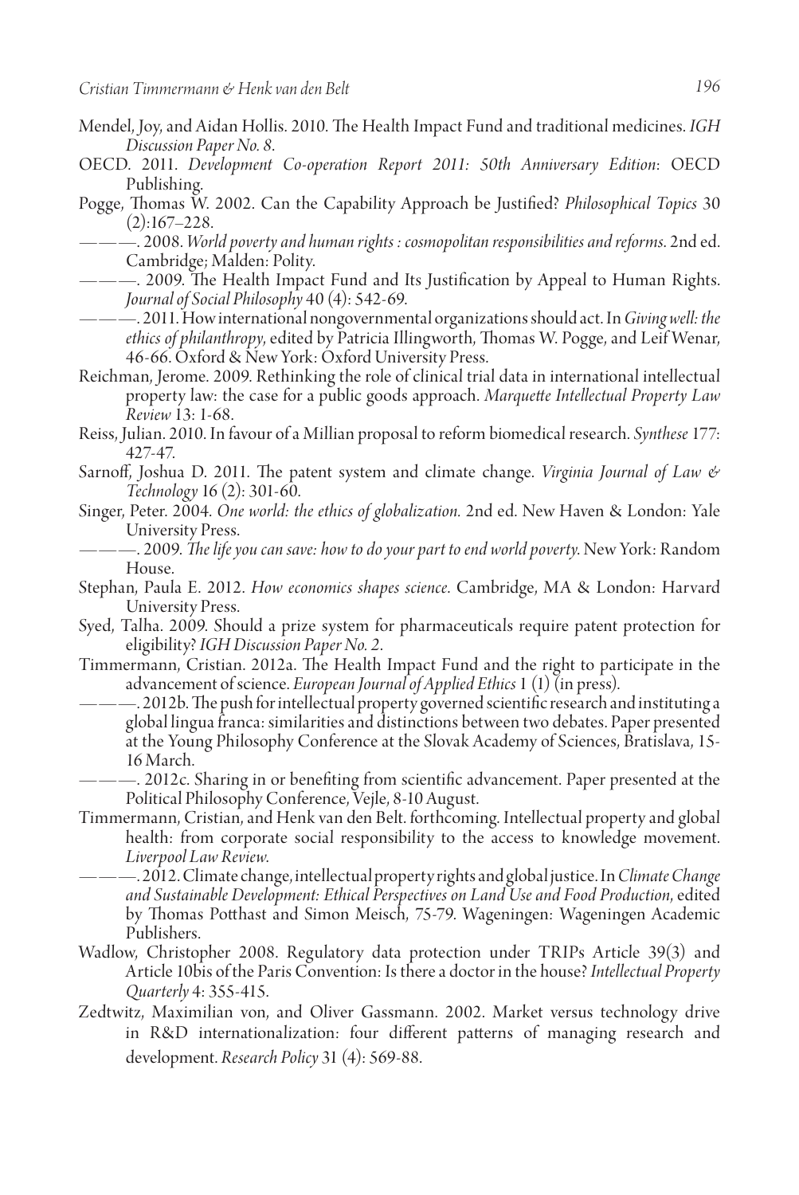Mendel, Joy, and Aidan Hollis. 2010. The Health Impact Fund and traditional medicines. *IGH Discussion Paper No. 8*.

OECD. 2011. *Development Co-operation Report 2011: 50th Anniversary Edition*: OECD Publishing.

Pogge, Thomas W. 2002. Can the Capability Approach be Justified? *Philosophical Topics* 30 (2):167–228.

———. 2008. *World poverty and human rights : cosmopolitan responsibilities and reforms*. 2nd ed. Cambridge; Malden: Polity.

———. 2009. The Health Impact Fund and Its Justification by Appeal to Human Rights. *Journal of Social Philosophy* 40 (4): 542-69.

———. 2011. How international nongovernmental organizations should act. In *Giving well: the ethics of philanthropy*, edited by Patricia Illingworth, Thomas W. Pogge, and Leif Wenar, 46-66. Oxford & New York: Oxford University Press.

Reichman, Jerome. 2009. Rethinking the role of clinical trial data in international intellectual property law: the case for a public goods approach. *Marquette Intellectual Property Law Review* 13: 1-68.

Reiss, Julian. 2010. In favour of a Millian proposal to reform biomedical research. *Synthese* 177: 427-47.

Sarnoff, Joshua D. 2011. The patent system and climate change. *Virginia Journal of Law & Technology* 16 (2): 301-60.

Singer, Peter. 2004. *One world: the ethics of globalization.* 2nd ed. New Haven & London: Yale University Press.

———. 2009. *The life you can save: how to do your part to end world poverty*. New York: Random House.

Stephan, Paula E. 2012. *How economics shapes science*. Cambridge, MA & London: Harvard University Press.

Syed, Talha. 2009. Should a prize system for pharmaceuticals require patent protection for eligibility? *IGH Discussion Paper No. 2*.

Timmermann, Cristian. 2012a. The Health Impact Fund and the right to participate in the advancement of science. *European Journal of Applied Ethics* 1 (1) (in press).

———. 2012b. The push for intellectual property governed scientific research and instituting a global lingua franca: similarities and distinctions between two debates. Paper presented at the Young Philosophy Conference at the Slovak Academy of Sciences, Bratislava, 15-16 March.

———. 2012c. Sharing in or benefiting from scientific advancement. Paper presented at the Political Philosophy Conference, Vejle, 8-10 August.

Timmermann, Cristian, and Henk van den Belt. forthcoming. Intellectual property and global health: from corporate social responsibility to the access to knowledge movement. *Liverpool Law Review*.

———. 2012. Climate change, intellectual property rights and global justice. In *Climate Change and Sustainable Development: Ethical Perspectives on Land Use and Food Production*, edited by Thomas Potthast and Simon Meisch, 75-79. Wageningen: Wageningen Academic Publishers.

Wadlow, Christopher 2008. Regulatory data protection under TRIPs Article 39(3) and Article 10bis of the Paris Convention: Is there a doctor in the house? *Intellectual Property Quarterly* 4: 355-415.

Zedtwitz, Maximilian von, and Oliver Gassmann. 2002. Market versus technology drive in R&D internationalization: four different patterns of managing research and development. *Research Policy* 31 (4): 569-88.